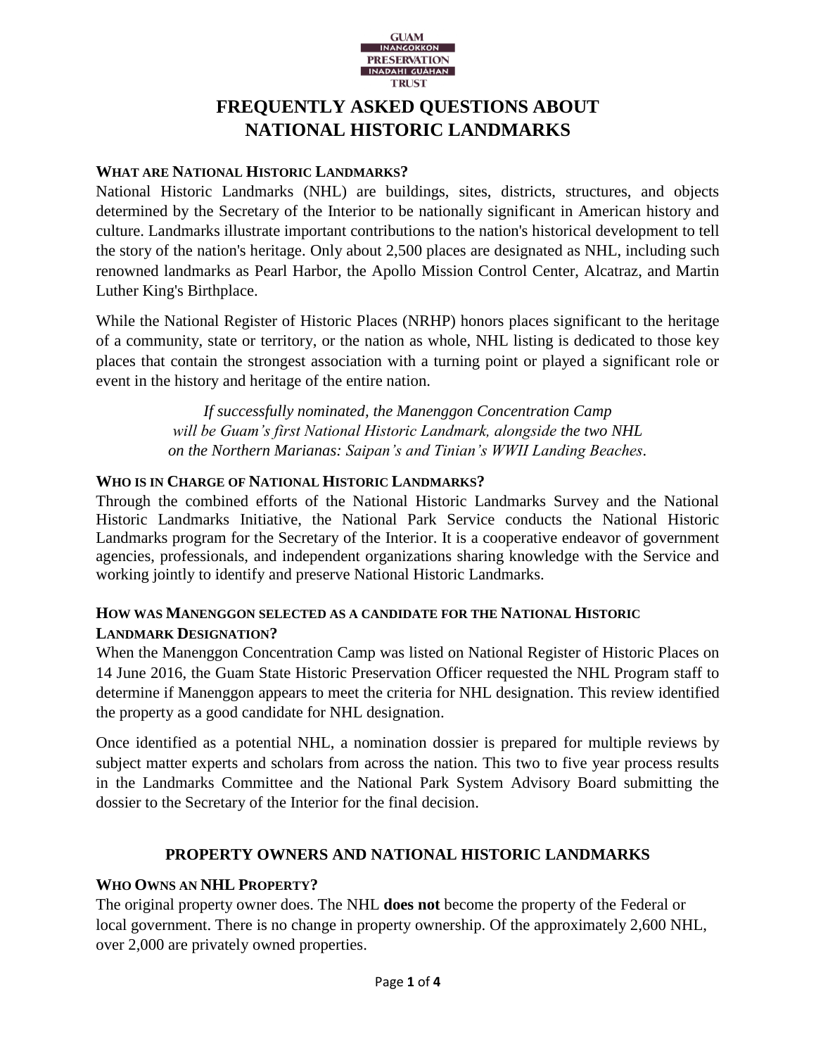GUAM
INANGOKKON
PRESERVATION
INADAHI GUÅHAN
TRUST

# FREQUENTLY ASKED QUESTIONS ABOUT NATIONAL HISTORIC LANDMARKS

### WHAT ARE NATIONAL HISTORIC LANDMARKS?

National Historic Landmarks (NHL) are buildings, sites, districts, structures, and objects determined by the Secretary of the Interior to be nationally significant in American history and culture. Landmarks illustrate important contributions to the nation's historical development to tell the story of the nation's heritage. Only about 2,500 places are designated as NHL, including such renowned landmarks as Pearl Harbor, the Apollo Mission Control Center, Alcatraz, and Martin Luther King's Birthplace.

While the National Register of Historic Places (NRHP) honors places significant to the heritage of a community, state or territory, or the nation as whole, NHL listing is dedicated to those key places that contain the strongest association with a turning point or played a significant role or event in the history and heritage of the entire nation.

*If successfully nominated, the Manenggon Concentration Camp will be Guam's first National Historic Landmark, alongside the two NHL on the Northern Marianas: Saipan's and Tinian's WWII Landing Beaches.*

### WHO IS IN CHARGE OF NATIONAL HISTORIC LANDMARKS?

Through the combined efforts of the National Historic Landmarks Survey and the National Historic Landmarks Initiative, the National Park Service conducts the National Historic Landmarks program for the Secretary of the Interior. It is a cooperative endeavor of government agencies, professionals, and independent organizations sharing knowledge with the Service and working jointly to identify and preserve National Historic Landmarks.

### HOW WAS MANENGGON SELECTED AS A CANDIDATE FOR THE NATIONAL HISTORIC LANDMARK DESIGNATION?

When the Manenggon Concentration Camp was listed on National Register of Historic Places on 14 June 2016, the Guam State Historic Preservation Officer requested the NHL Program staff to determine if Manenggon appears to meet the criteria for NHL designation. This review identified the property as a good candidate for NHL designation.

Once identified as a potential NHL, a nomination dossier is prepared for multiple reviews by subject matter experts and scholars from across the nation. This two to five year process results in the Landmarks Committee and the National Park System Advisory Board submitting the dossier to the Secretary of the Interior for the final decision.

## PROPERTY OWNERS AND NATIONAL HISTORIC LANDMARKS

### WHO OWNS AN NHL PROPERTY?

The original property owner does. The NHL **does not** become the property of the Federal or local government. There is no change in property ownership. Of the approximately 2,600 NHL, over 2,000 are privately owned properties.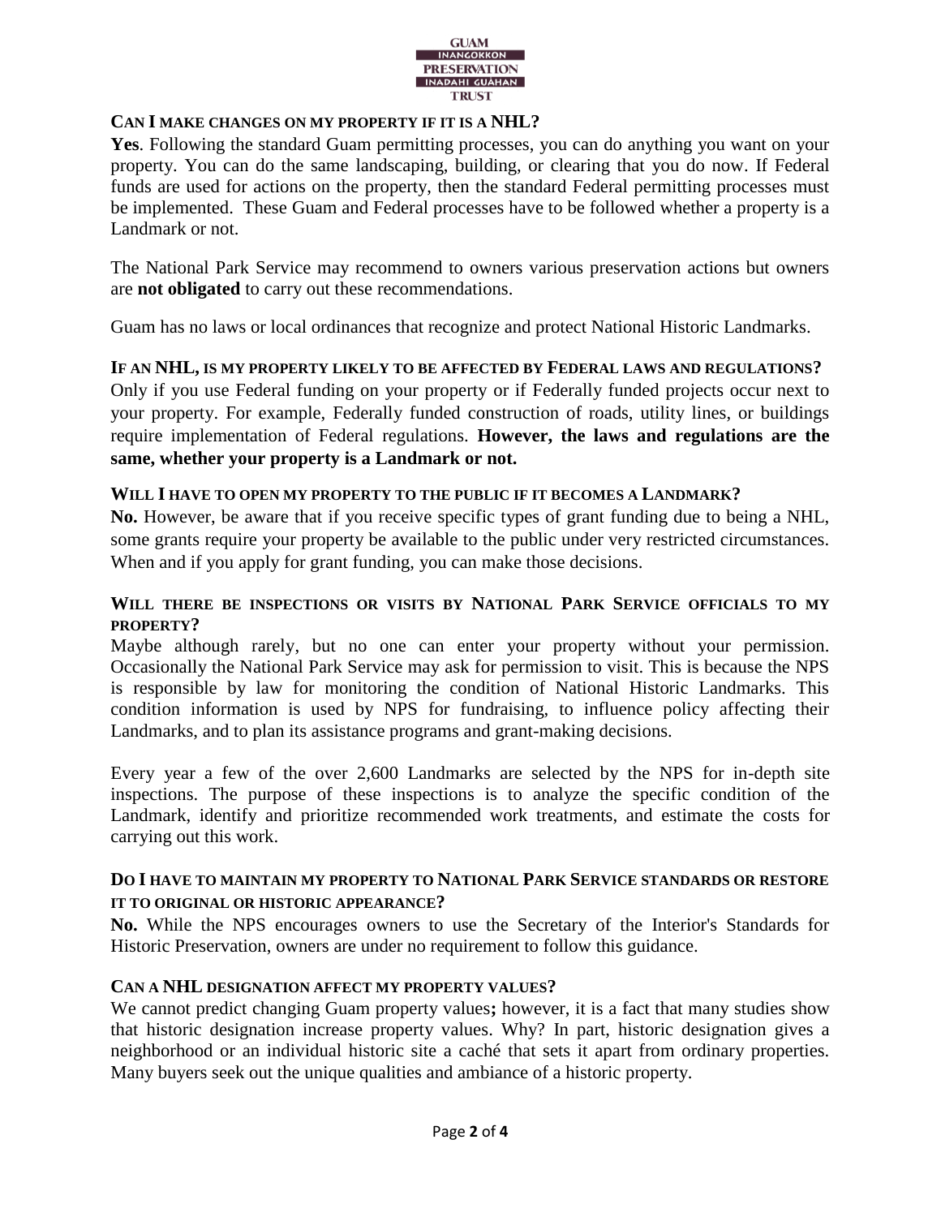**CAN I MAKE CHANGES ON MY PROPERTY IF IT IS A NHL?**

**Yes**. Following the standard Guam permitting processes, you can do anything you want on your property. You can do the same landscaping, building, or clearing that you do now. If Federal funds are used for actions on the property, then the standard Federal permitting processes must be implemented. These Guam and Federal processes have to be followed whether a property is a Landmark or not.

The National Park Service may recommend to owners various preservation actions but owners are **not obligated** to carry out these recommendations.

Guam has no laws or local ordinances that recognize and protect National Historic Landmarks.

**IF AN NHL, IS MY PROPERTY LIKELY TO BE AFFECTED BY FEDERAL LAWS AND REGULATIONS?**

Only if you use Federal funding on your property or if Federally funded projects occur next to your property. For example, Federally funded construction of roads, utility lines, or buildings require implementation of Federal regulations. **However, the laws and regulations are the same, whether your property is a Landmark or not.**

**WILL I HAVE TO OPEN MY PROPERTY TO THE PUBLIC IF IT BECOMES A LANDMARK?**

**No.** However, be aware that if you receive specific types of grant funding due to being a NHL, some grants require your property be available to the public under very restricted circumstances. When and if you apply for grant funding, you can make those decisions.

**WILL THERE BE INSPECTIONS OR VISITS BY NATIONAL PARK SERVICE OFFICIALS TO MY PROPERTY?**

Maybe although rarely, but no one can enter your property without your permission. Occasionally the National Park Service may ask for permission to visit. This is because the NPS is responsible by law for monitoring the condition of National Historic Landmarks. This condition information is used by NPS for fundraising, to influence policy affecting their Landmarks, and to plan its assistance programs and grant-making decisions.

Every year a few of the over 2,600 Landmarks are selected by the NPS for in-depth site inspections. The purpose of these inspections is to analyze the specific condition of the Landmark, identify and prioritize recommended work treatments, and estimate the costs for carrying out this work.

**DO I HAVE TO MAINTAIN MY PROPERTY TO NATIONAL PARK SERVICE STANDARDS OR RESTORE IT TO ORIGINAL OR HISTORIC APPEARANCE?**

**No.** While the NPS encourages owners to use the Secretary of the Interior's Standards for Historic Preservation, owners are under no requirement to follow this guidance.

**CAN A NHL DESIGNATION AFFECT MY PROPERTY VALUES?**

We cannot predict changing Guam property values**;** however, it is a fact that many studies show that historic designation increase property values. Why? In part, historic designation gives a neighborhood or an individual historic site a caché that sets it apart from ordinary properties. Many buyers seek out the unique qualities and ambiance of a historic property.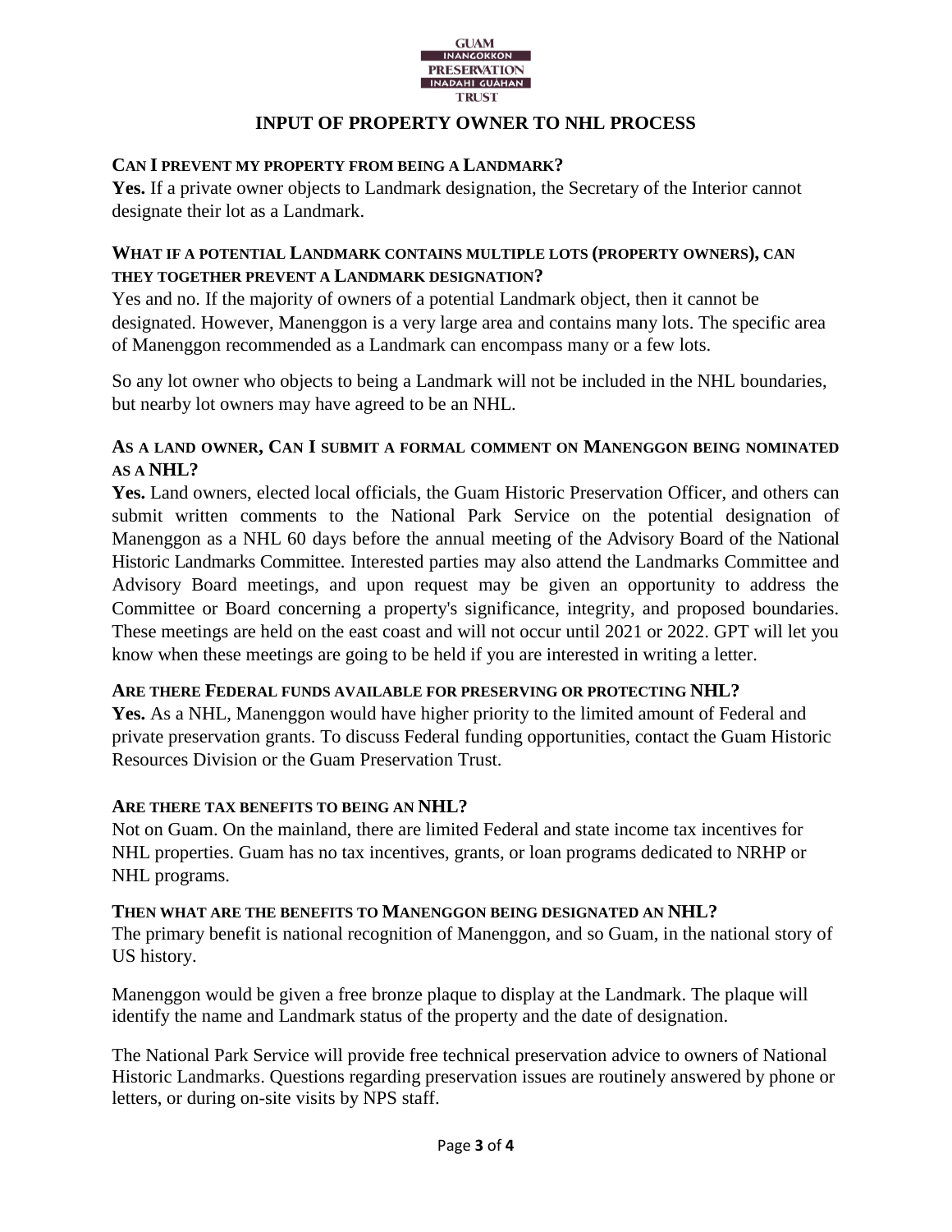# INPUT OF PROPERTY OWNER TO NHL PROCESS

### CAN I PREVENT MY PROPERTY FROM BEING A LANDMARK?

**Yes.** If a private owner objects to Landmark designation, the Secretary of the Interior cannot designate their lot as a Landmark.

### WHAT IF A POTENTIAL LANDMARK CONTAINS MULTIPLE LOTS (PROPERTY OWNERS), CAN THEY TOGETHER PREVENT A LANDMARK DESIGNATION?

Yes and no. If the majority of owners of a potential Landmark object, then it cannot be designated. However, Manenggon is a very large area and contains many lots. The specific area of Manenggon recommended as a Landmark can encompass many or a few lots.

So any lot owner who objects to being a Landmark will not be included in the NHL boundaries, but nearby lot owners may have agreed to be an NHL.

### AS A LAND OWNER, CAN I SUBMIT A FORMAL COMMENT ON MANENGGON BEING NOMINATED AS A NHL?

**Yes.** Land owners, elected local officials, the Guam Historic Preservation Officer, and others can submit written comments to the National Park Service on the potential designation of Manenggon as a NHL 60 days before the annual meeting of the Advisory Board of the National Historic Landmarks Committee. Interested parties may also attend the Landmarks Committee and Advisory Board meetings, and upon request may be given an opportunity to address the Committee or Board concerning a property's significance, integrity, and proposed boundaries. These meetings are held on the east coast and will not occur until 2021 or 2022. GPT will let you know when these meetings are going to be held if you are interested in writing a letter.

### ARE THERE FEDERAL FUNDS AVAILABLE FOR PRESERVING OR PROTECTING NHL?

**Yes.** As a NHL, Manenggon would have higher priority to the limited amount of Federal and private preservation grants. To discuss Federal funding opportunities, contact the Guam Historic Resources Division or the Guam Preservation Trust.

### ARE THERE TAX BENEFITS TO BEING AN NHL?

Not on Guam. On the mainland, there are limited Federal and state income tax incentives for NHL properties. Guam has no tax incentives, grants, or loan programs dedicated to NRHP or NHL programs.

### THEN WHAT ARE THE BENEFITS TO MANENGGON BEING DESIGNATED AN NHL?

The primary benefit is national recognition of Manenggon, and so Guam, in the national story of US history.

Manenggon would be given a free bronze plaque to display at the Landmark. The plaque will identify the name and Landmark status of the property and the date of designation.

The National Park Service will provide free technical preservation advice to owners of National Historic Landmarks. Questions regarding preservation issues are routinely answered by phone or letters, or during on-site visits by NPS staff.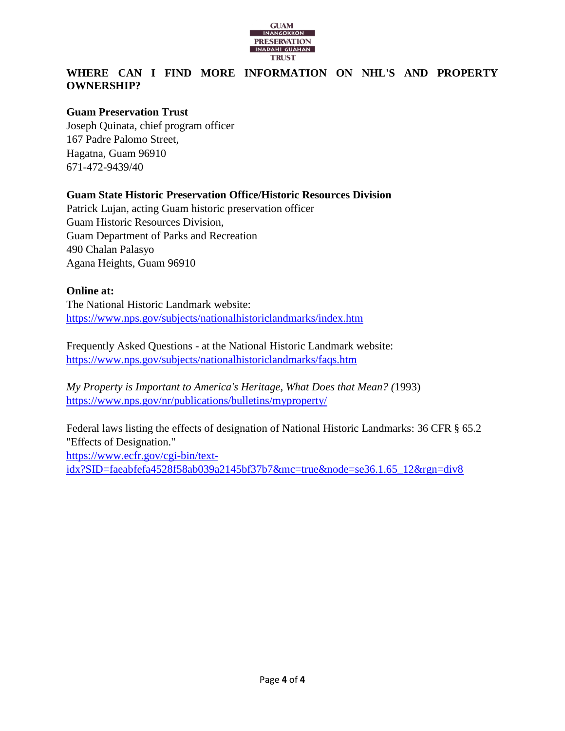## WHERE CAN I FIND MORE INFORMATION ON NHL'S AND PROPERTY OWNERSHIP?

**Guam Preservation Trust**
Joseph Quinata, chief program officer
167 Padre Palomo Street,
Hagatna, Guam 96910
671-472-9439/40

**Guam State Historic Preservation Office/Historic Resources Division**
Patrick Lujan, acting Guam historic preservation officer
Guam Historic Resources Division,
Guam Department of Parks and Recreation
490 Chalan Palasyo
Agana Heights, Guam 96910

**Online at:**
The National Historic Landmark website:
https://www.nps.gov/subjects/nationalhistoriclandmarks/index.htm

Frequently Asked Questions - at the National Historic Landmark website:
https://www.nps.gov/subjects/nationalhistoriclandmarks/faqs.htm

*My Property is Important to America's Heritage, What Does that Mean? (*1993)
https://www.nps.gov/nr/publications/bulletins/myproperty/

Federal laws listing the effects of designation of National Historic Landmarks: 36 CFR § 65.2 "Effects of Designation."
https://www.ecfr.gov/cgi-bin/text-idx?SID=faeabfefa4528f58ab039a2145bf37b7&mc=true&node=se36.1.65_12&rgn=div8